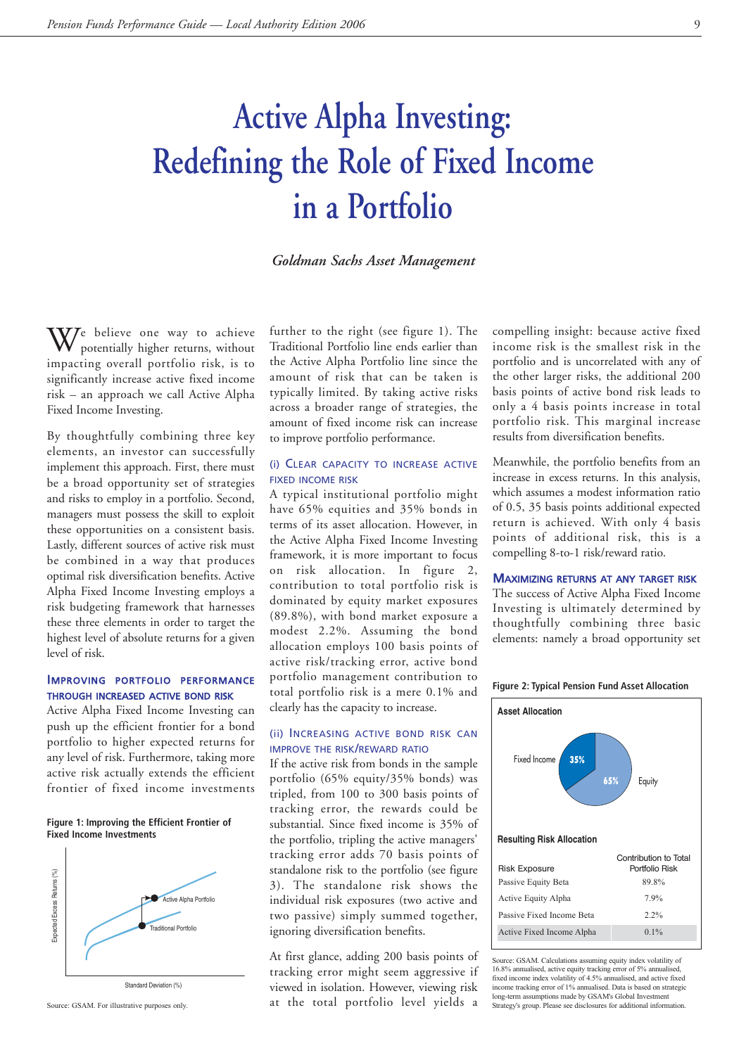# Active Alpha Investing: Redefining the Role of Fixed Income in a Portfolio

*Goldman Sachs Asset Management*

We believe one way to achieve potentially higher returns, without impacting overall portfolio risk, is to significantly increase active fixed income risk – an approach we call Active Alpha Fixed Income Investing.

By thoughtfully combining three key elements, an investor can successfully implement this approach. First, there must be a broad opportunity set of strategies and risks to employ in a portfolio. Second, managers must possess the skill to exploit these opportunities on a consistent basis. Lastly, different sources of active risk must be combined in a way that produces optimal risk diversification benefits. Active Alpha Fixed Income Investing employs a risk budgeting framework that harnesses these three elements in order to target the highest level of absolute returns for a given level of risk.

## Improving portfolio performance through increased active bond risk

Active Alpha Fixed Income Investing can push up the efficient frontier for a bond portfolio to higher expected returns for any level of risk. Furthermore, taking more active risk actually extends the efficient frontier of fixed income investments further to the right (see figure 1). The Traditional Portfolio line ends earlier than the Active Alpha Portfolio line since the amount of risk that can be taken is typically limited. By taking active risks across a broader range of strategies, the amount of fixed income risk can increase to improve portfolio performance.

**Figure 1: Improving the Efficient Frontier of Fixed Income Investments**

Source: GSAM. For illustrative purposes only.

### (i) Clear capacity to increase active fixed income risk

A typical institutional portfolio might have 65% equities and 35% bonds in terms of its asset allocation. However, in the Active Alpha Fixed Income Investing framework, it is more important to focus on risk allocation. In figure 2, contribution to total portfolio risk is dominated by equity market exposures (89.8%), with bond market exposure a modest 2.2%. Assuming the bond allocation employs 100 basis points of active risk/tracking error, active bond portfolio management contribution to total portfolio risk is a mere 0.1% and clearly has the capacity to increase.

### (ii) Increasing active bond risk can improve the risk/reward ratio

If the active risk from bonds in the sample portfolio (65% equity/35% bonds) was tripled, from 100 to 300 basis points of tracking error, the rewards could be substantial. Since fixed income is 35% of the portfolio, tripling the active managers' tracking error adds 70 basis points of standalone risk to the portfolio (see figure 3). The standalone risk shows the individual risk exposures (two active and two passive) simply summed together, ignoring diversification benefits.

At first glance, adding 200 basis points of tracking error might seem aggressive if viewed in isolation. However, viewing risk at the total portfolio level yields a compelling insight: because active fixed income risk is the smallest risk in the portfolio and is uncorrelated with any of the other larger risks, the additional 200 basis points of active bond risk leads to only a 4 basis points increase in total portfolio risk. This marginal increase results from diversification benefits.

Meanwhile, the portfolio benefits from an increase in excess returns. In this analysis, which assumes a modest information ratio of 0.5, 35 basis points additional expected return is achieved. With only 4 basis points of additional risk, this is a compelling 8-to-1 risk/reward ratio.

## Maximizing returns at any target risk

The success of Active Alpha Fixed Income Investing is ultimately determined by thoughtfully combining three basic elements: namely a broad opportunity set

**Figure 2: Typical Pension Fund Asset Allocation**

**Asset Allocation**

Fixed Income 35%, Equity 65%

**Resulting Risk Allocation**

| Risk Exposure | Contribution to Total Portfolio Risk |
|---|---|
| Passive Equity Beta | 89.8% |
| Active Equity Alpha | 7.9% |
| Passive Fixed Income Beta | 2.2% |
| Active Fixed Income Alpha | 0.1% |

Source: GSAM. Calculations assuming equity index volatility of 16.8% annualised, active equity tracking error of 5% annualised, fixed income index volatility of 4.5% annualised, and active fixed income tracking error of 1% annualised. Data is based on strategic long-term assumptions made by GSAM's Global Investment Strategy's group. Please see disclosures for additional information.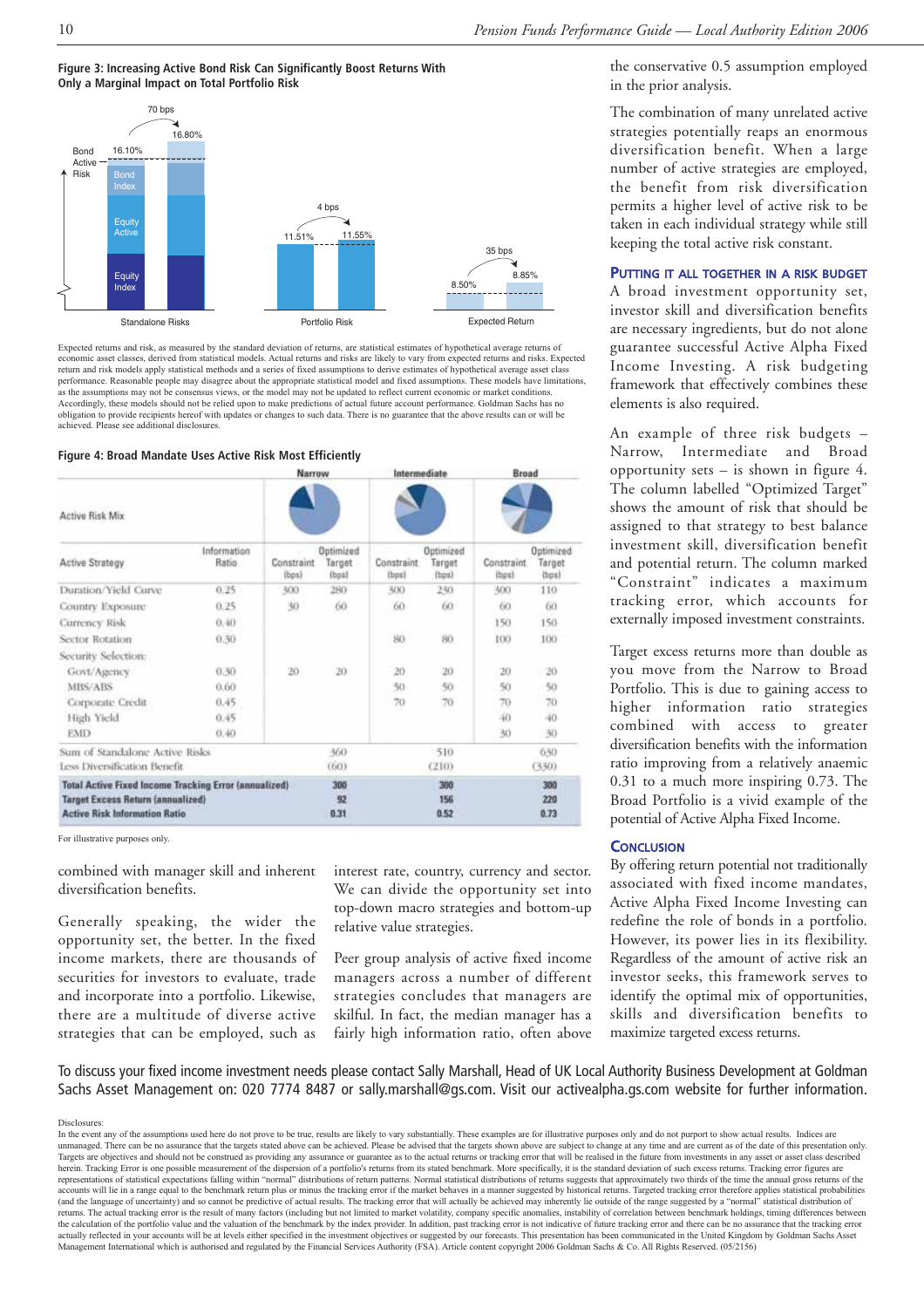**Figure 3: Increasing Active Bond Risk Can Significantly Boost Returns With Only a Marginal Impact on Total Portfolio Risk**

70 bps
16.10%
16.80%
Bond Active Risk
Bond Index
Equity Active
Equity Index
Standalone Risks

4 bps
11.51%
11.55%
Portfolio Risk

35 bps
8.50%
8.85%
Expected Return

Expected returns and risk, as measured by the standard deviation of returns, are statistical estimates of hypothetical average returns of economic asset classes, derived from statistical models. Actual returns and risks are likely to vary from expected returns and risks. Expected return and risk models apply statistical methods and a series of fixed assumptions to derive estimates of hypothetical average asset class performance. Reasonable people may disagree about the appropriate statistical model and fixed assumptions. These models have limitations, as the assumptions may not be consensus views, or the model may not be updated to reflect current economic or market conditions. Accordingly, these models should not be relied upon to make predictions of actual future account performance. Goldman Sachs has no obligation to provide recipients hereof with updates or changes to such data. There is no guarantee that the above results can or will be achieved. Please see additional disclosures.

**Figure 4: Broad Mandate Uses Active Risk Most Efficiently**

| Active Risk Mix | | Narrow | | Intermediate | | Broad | |
|---|---|---|---|---|---|---|---|
| Active Strategy | Information Ratio | Constraint (bps) | Optimized Target (bps) | Constraint (bps) | Optimized Target (bps) | Constraint (bps) | Optimized Target (bps) |
| Duration/Yield Curve | 0.25 | 300 | 280 | 300 | 230 | 300 | 110 |
| Country Exposure | 0.25 | 30 | 60 | 60 | 60 | 60 | 60 |
| Currency Risk | 0.40 | | | | | 150 | 150 |
| Sector Rotation | 0.30 | | | 80 | 80 | 100 | 100 |
| Security Selection: | | | | | | | |
| Govt/Agency | 0.30 | 20 | 20 | 20 | 20 | 20 | 20 |
| MBS/ABS | 0.60 | | | 50 | 50 | 50 | 50 |
| Corporate Credit | 0.45 | | | 70 | 70 | 70 | 70 |
| High Yield | 0.45 | | | | | 40 | 40 |
| EMD | 0.40 | | | | | 30 | 30 |
| Sum of Standalone Active Risks | | | 360 | | 510 | | 630 |
| Less Diversification Benefit | | | (60) | | (210) | | (330) |
| **Total Active Fixed Income Tracking Error (annualized)** | | | **300** | | **300** | | **300** |
| **Target Excess Return (annualized)** | | | **92** | | **156** | | **220** |
| **Active Risk Information Ratio** | | | **0.31** | | **0.52** | | **0.73** |

For illustrative purposes only.

combined with manager skill and inherent diversification benefits.

Generally speaking, the wider the opportunity set, the better. In the fixed income markets, there are thousands of securities for investors to evaluate, trade and incorporate into a portfolio. Likewise, there are a multitude of diverse active strategies that can be employed, such as interest rate, country, currency and sector. We can divide the opportunity set into top-down macro strategies and bottom-up relative value strategies.

Peer group analysis of active fixed income managers across a number of different strategies concludes that managers are skilful. In fact, the median manager has a fairly high information ratio, often above the conservative 0.5 assumption employed in the prior analysis.

The combination of many unrelated active strategies potentially reaps an enormous diversification benefit. When a large number of active strategies are employed, the benefit from risk diversification permits a higher level of active risk to be taken in each individual strategy while still keeping the total active risk constant.

## Putting it all together in a risk budget

A broad investment opportunity set, investor skill and diversification benefits are necessary ingredients, but do not alone guarantee successful Active Alpha Fixed Income Investing. A risk budgeting framework that effectively combines these elements is also required.

An example of three risk budgets – Narrow, Intermediate and Broad opportunity sets – is shown in figure 4. The column labelled "Optimized Target" shows the amount of risk that should be assigned to that strategy to best balance investment skill, diversification benefit and potential return. The column marked "Constraint" indicates a maximum tracking error, which accounts for externally imposed investment constraints.

Target excess returns more than double as you move from the Narrow to Broad Portfolio. This is due to gaining access to higher information ratio strategies combined with access to greater diversification benefits with the information ratio improving from a relatively anaemic 0.31 to a much more inspiring 0.73. The Broad Portfolio is a vivid example of the potential of Active Alpha Fixed Income.

## Conclusion

By offering return potential not traditionally associated with fixed income mandates, Active Alpha Fixed Income Investing can redefine the role of bonds in a portfolio. However, its power lies in its flexibility. Regardless of the amount of active risk an investor seeks, this framework serves to identify the optimal mix of opportunities, skills and diversification benefits to maximize targeted excess returns.

To discuss your fixed income investment needs please contact Sally Marshall, Head of UK Local Authority Business Development at Goldman Sachs Asset Management on: 020 7774 8487 or sally.marshall@gs.com. Visit our activealpha.gs.com website for further information.

Disclosures:
In the event any of the assumptions used here do not prove to be true, results are likely to vary substantially. These examples are for illustrative purposes only and do not purport to show actual results. Indices are unmanaged. There can be no assurance that the targets stated above can be achieved. Please be advised that the targets shown above are subject to change at any time and are current as of the date of this presentation only. Targets are objectives and should not be construed as providing any assurance or guarantee as to the actual returns or tracking error that will be realised in the future from investments in any asset or asset class described herein. Tracking Error is one possible measurement of the dispersion of a portfolio's returns from its stated benchmark. More specifically, it is the standard deviation of such excess returns. Tracking error figures are representations of statistical expectations falling within "normal" distributions of return patterns. Normal statistical distributions of returns suggests that approximately two thirds of the time the annual gross returns of the accounts will lie in a range equal to the benchmark return plus or minus the tracking error if the market behaves in a manner suggested by historical returns. Targeted tracking error therefore applies statistical probabilities (and the language of uncertainty) and so cannot be predictive of actual results. The tracking error that will actually be achieved may inherently lie outside of the range suggested by a "normal" statistical distribution of returns. The actual tracking error is the result of many factors (including but not limited to market volatility, company specific anomalies, instability of correlation between benchmark holdings, timing differences between the calculation of the portfolio value and the valuation of the benchmark by the index provider. In addition, past tracking error is not indicative of future tracking error and there can be no assurance that the tracking error actually reflected in your accounts will be at levels either specified in the investment objectives or suggested by our forecasts. This presentation has been communicated in the United Kingdom by Goldman Sachs Asset Management International which is authorised and regulated by the Financial Services Authority (FSA). Article content copyright 2006 Goldman Sachs & Co. All Rights Reserved. (05/2156)